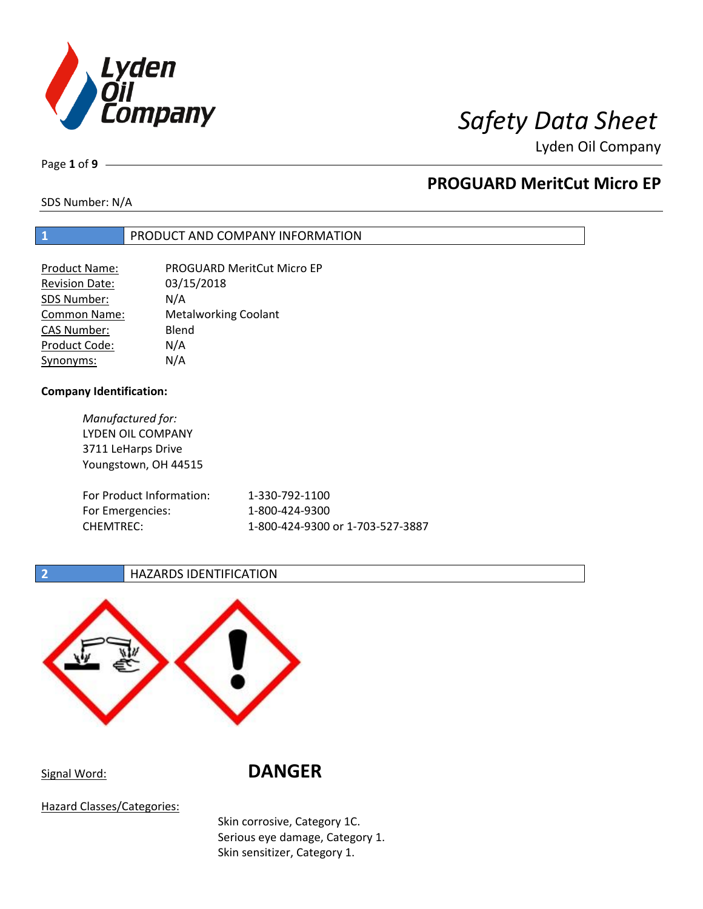# Safety Data Sheet

Lyden Oil Company

## PROGUARD MeritCut Micro EP

SDS Number: N/A

## 1 PRODUCT AND COMPANY INFORMATION

| | |
|---|---|
| Product Name: | PROGUARD MeritCut Micro EP |
| Revision Date: | 03/15/2018 |
| SDS Number: | N/A |
| Common Name: | Metalworking Coolant |
| CAS Number: | Blend |
| Product Code: | N/A |
| Synonyms: | N/A |

**Company Identification:**

*Manufactured for:*
LYDEN OIL COMPANY
3711 LeHarps Drive
Youngstown, OH 44515

| | |
|---|---|
| For Product Information: | 1-330-792-1100 |
| For Emergencies: | 1-800-424-9300 |
| CHEMTREC: | 1-800-424-9300 or 1-703-527-3887 |

## 2 HAZARDS IDENTIFICATION

Signal Word: **DANGER**

Hazard Classes/Categories:

Skin corrosive, Category 1C.
Serious eye damage, Category 1.
Skin sensitizer, Category 1.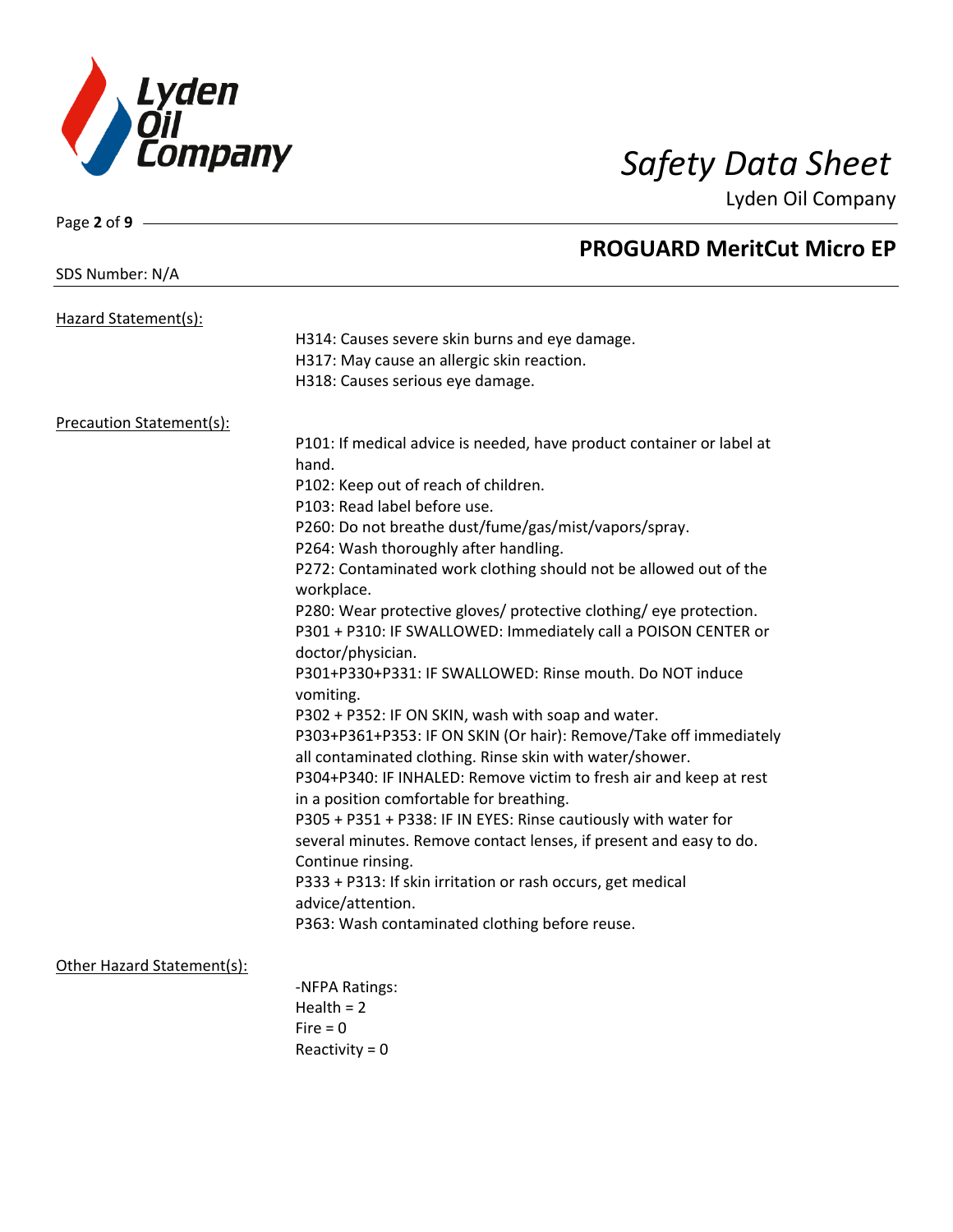## PROGUARD MeritCut Micro EP

SDS Number: N/A

Hazard Statement(s):

H314: Causes severe skin burns and eye damage.
H317: May cause an allergic skin reaction.
H318: Causes serious eye damage.

Precaution Statement(s):

P101: If medical advice is needed, have product container or label at hand.
P102: Keep out of reach of children.
P103: Read label before use.
P260: Do not breathe dust/fume/gas/mist/vapors/spray.
P264: Wash thoroughly after handling.
P272: Contaminated work clothing should not be allowed out of the workplace.
P280: Wear protective gloves/ protective clothing/ eye protection.
P301 + P310: IF SWALLOWED: Immediately call a POISON CENTER or doctor/physician.
P301+P330+P331: IF SWALLOWED: Rinse mouth. Do NOT induce vomiting.
P302 + P352: IF ON SKIN, wash with soap and water.
P303+P361+P353: IF ON SKIN (Or hair): Remove/Take off immediately all contaminated clothing. Rinse skin with water/shower.
P304+P340: IF INHALED: Remove victim to fresh air and keep at rest in a position comfortable for breathing.
P305 + P351 + P338: IF IN EYES: Rinse cautiously with water for several minutes. Remove contact lenses, if present and easy to do. Continue rinsing.
P333 + P313: If skin irritation or rash occurs, get medical advice/attention.
P363: Wash contaminated clothing before reuse.

Other Hazard Statement(s):

-NFPA Ratings:
Health = 2
Fire = 0
Reactivity = 0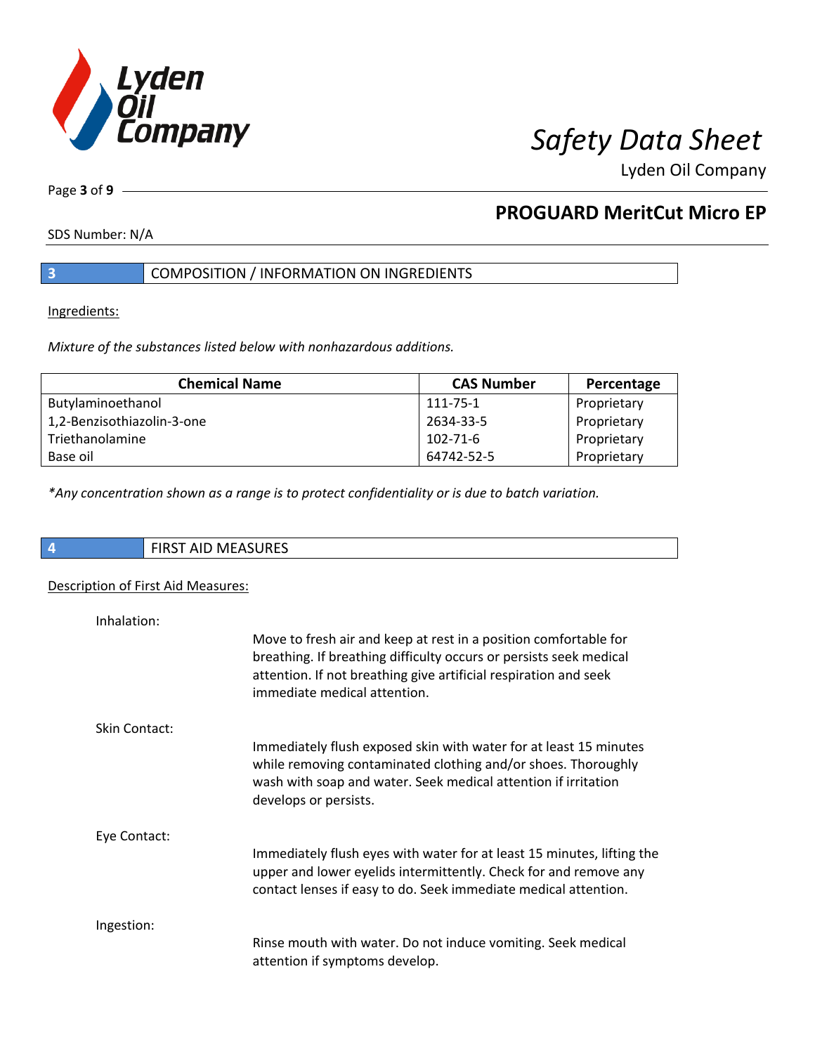## 3 COMPOSITION / INFORMATION ON INGREDIENTS

Ingredients:

*Mixture of the substances listed below with nonhazardous additions.*

| Chemical Name | CAS Number | Percentage |
|---|---|---|
| Butylaminoethanol | 111-75-1 | Proprietary |
| 1,2-Benzisothiazolin-3-one | 2634-33-5 | Proprietary |
| Triethanolamine | 102-71-6 | Proprietary |
| Base oil | 64742-52-5 | Proprietary |

*\*Any concentration shown as a range is to protect confidentiality or is due to batch variation.*

## 4 FIRST AID MEASURES

Description of First Aid Measures:

Inhalation:

Move to fresh air and keep at rest in a position comfortable for breathing. If breathing difficulty occurs or persists seek medical attention. If not breathing give artificial respiration and seek immediate medical attention.

Skin Contact:

Immediately flush exposed skin with water for at least 15 minutes while removing contaminated clothing and/or shoes. Thoroughly wash with soap and water. Seek medical attention if irritation develops or persists.

Eye Contact:

Immediately flush eyes with water for at least 15 minutes, lifting the upper and lower eyelids intermittently. Check for and remove any contact lenses if easy to do. Seek immediate medical attention.

Ingestion:

Rinse mouth with water. Do not induce vomiting. Seek medical attention if symptoms develop.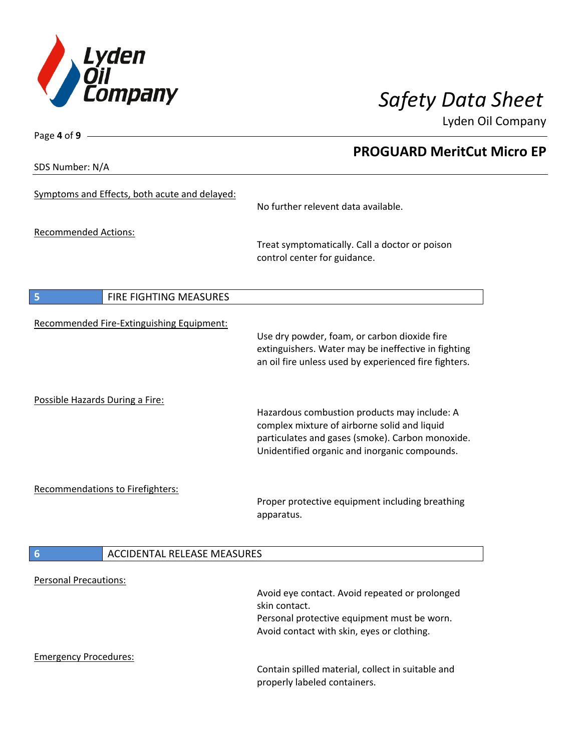Symptoms and Effects, both acute and delayed:

No further relevent data available.

Recommended Actions:

Treat symptomatically. Call a doctor or poison control center for guidance.

## 5 FIRE FIGHTING MEASURES

Recommended Fire-Extinguishing Equipment:

Use dry powder, foam, or carbon dioxide fire extinguishers. Water may be ineffective in fighting an oil fire unless used by experienced fire fighters.

Possible Hazards During a Fire:

Hazardous combustion products may include: A complex mixture of airborne solid and liquid particulates and gases (smoke). Carbon monoxide. Unidentified organic and inorganic compounds.

Recommendations to Firefighters:

Proper protective equipment including breathing apparatus.

## 6 ACCIDENTAL RELEASE MEASURES

Personal Precautions:

Avoid eye contact. Avoid repeated or prolonged skin contact.
Personal protective equipment must be worn.
Avoid contact with skin, eyes or clothing.

Emergency Procedures:

Contain spilled material, collect in suitable and properly labeled containers.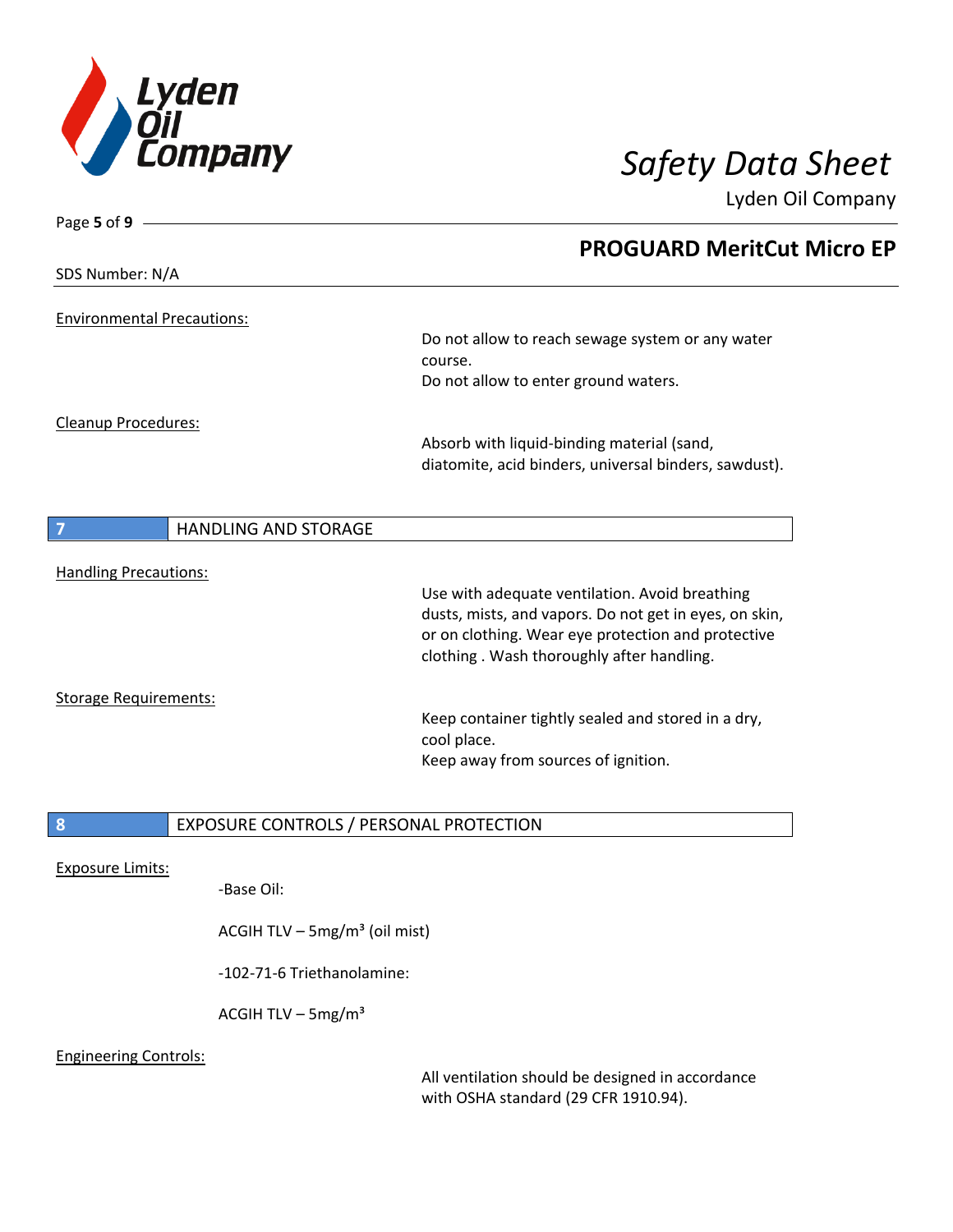Environmental Precautions:

Do not allow to reach sewage system or any water course.
Do not allow to enter ground waters.

Cleanup Procedures:

Absorb with liquid-binding material (sand, diatomite, acid binders, universal binders, sawdust).

## 7 HANDLING AND STORAGE

Handling Precautions:

Use with adequate ventilation. Avoid breathing dusts, mists, and vapors. Do not get in eyes, on skin, or on clothing. Wear eye protection and protective clothing . Wash thoroughly after handling.

Storage Requirements:

Keep container tightly sealed and stored in a dry, cool place.
Keep away from sources of ignition.

## 8 EXPOSURE CONTROLS / PERSONAL PROTECTION

Exposure Limits:

-Base Oil:

ACGIH TLV – 5mg/m³ (oil mist)

-102-71-6 Triethanolamine:

ACGIH TLV – 5mg/m³

Engineering Controls:

All ventilation should be designed in accordance with OSHA standard (29 CFR 1910.94).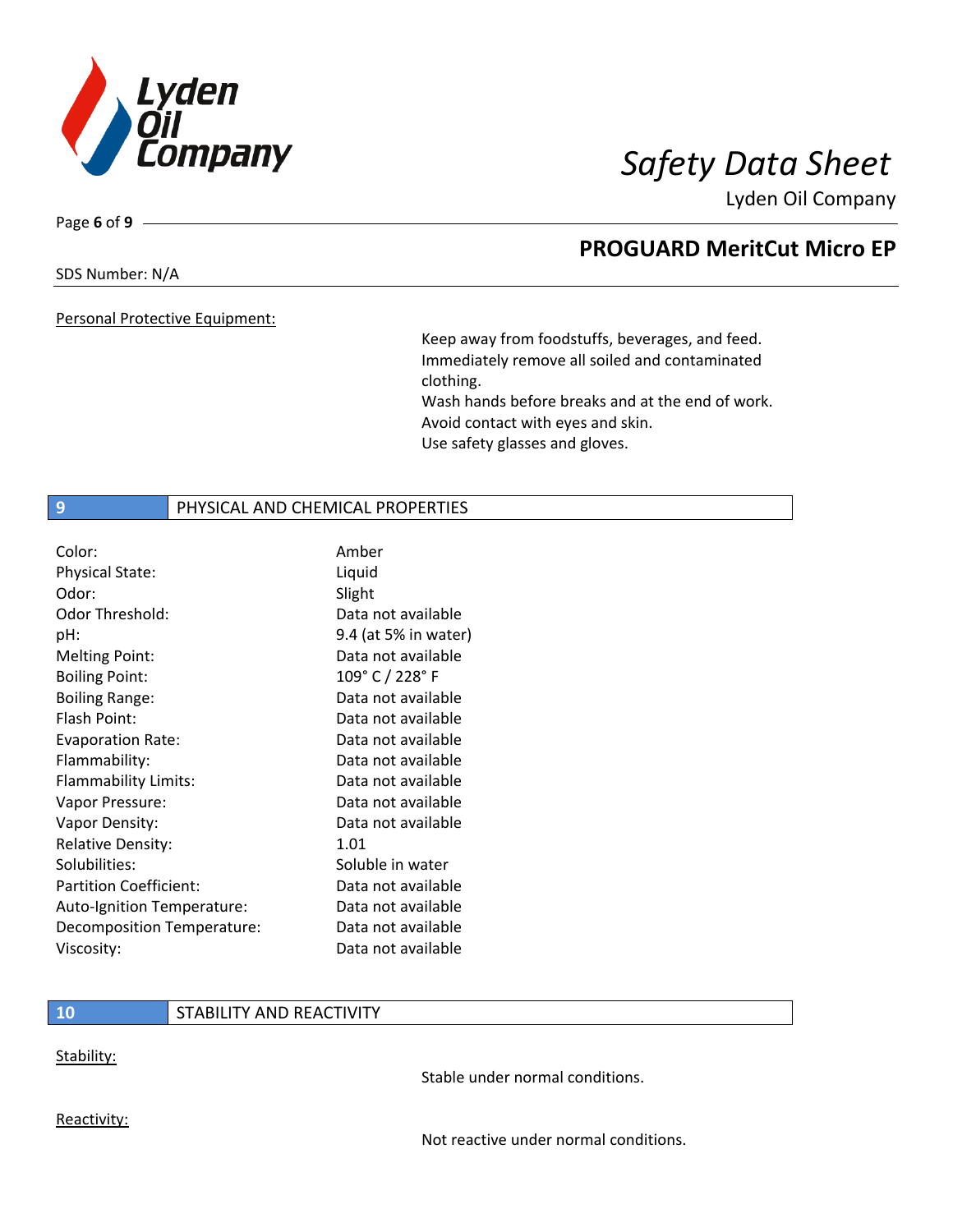SDS Number: N/A

Personal Protective Equipment:

Keep away from foodstuffs, beverages, and feed.
Immediately remove all soiled and contaminated clothing.
Wash hands before breaks and at the end of work.
Avoid contact with eyes and skin.
Use safety glasses and gloves.

## 9 PHYSICAL AND CHEMICAL PROPERTIES

| | |
|---|---|
| Color: | Amber |
| Physical State: | Liquid |
| Odor: | Slight |
| Odor Threshold: | Data not available |
| pH: | 9.4 (at 5% in water) |
| Melting Point: | Data not available |
| Boiling Point: | 109° C / 228° F |
| Boiling Range: | Data not available |
| Flash Point: | Data not available |
| Evaporation Rate: | Data not available |
| Flammability: | Data not available |
| Flammability Limits: | Data not available |
| Vapor Pressure: | Data not available |
| Vapor Density: | Data not available |
| Relative Density: | 1.01 |
| Solubilities: | Soluble in water |
| Partition Coefficient: | Data not available |
| Auto-Ignition Temperature: | Data not available |
| Decomposition Temperature: | Data not available |
| Viscosity: | Data not available |

## 10 STABILITY AND REACTIVITY

Stability:

Stable under normal conditions.

Reactivity:

Not reactive under normal conditions.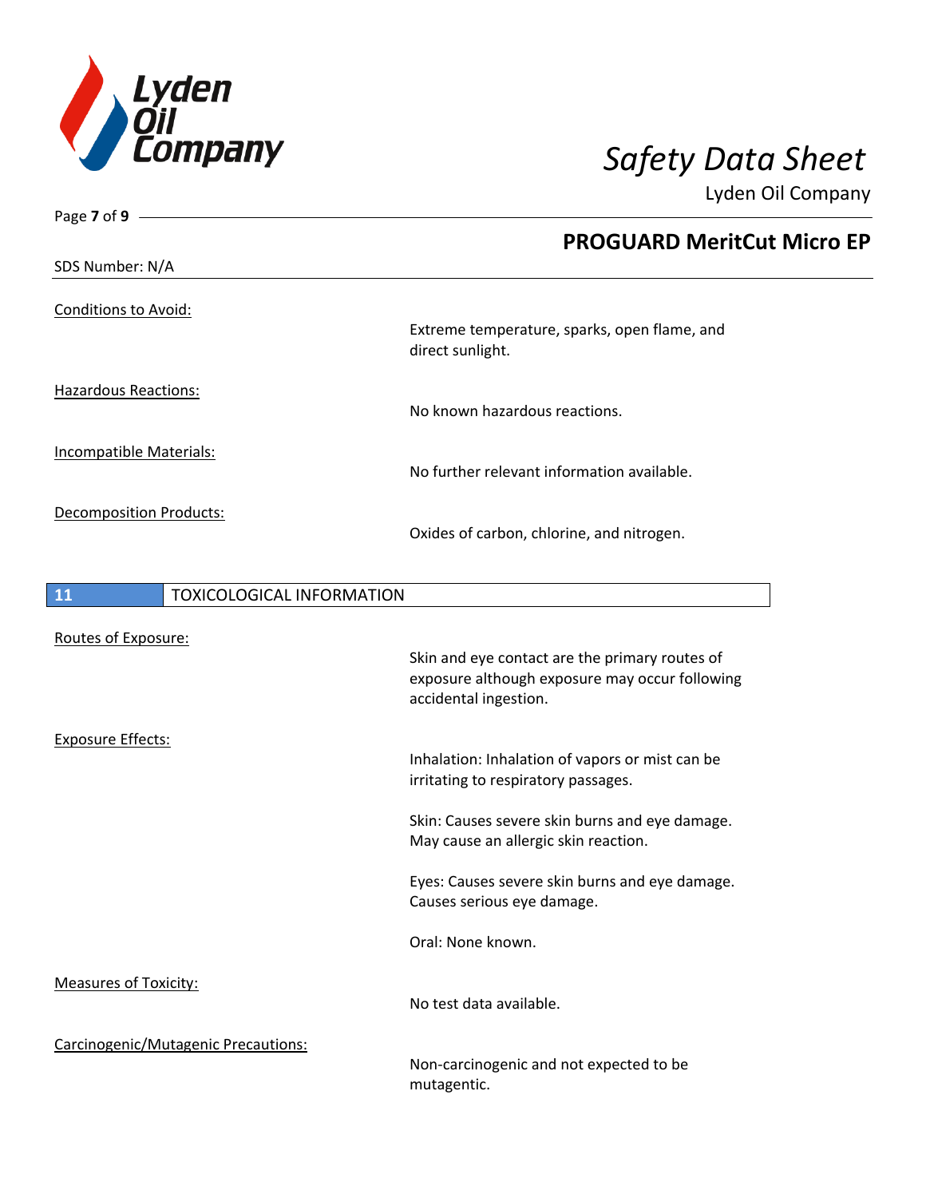Conditions to Avoid:

Extreme temperature, sparks, open flame, and direct sunlight.

Hazardous Reactions:

No known hazardous reactions.

Incompatible Materials:

No further relevant information available.

Decomposition Products:

Oxides of carbon, chlorine, and nitrogen.

## 11 TOXICOLOGICAL INFORMATION

Routes of Exposure:

Skin and eye contact are the primary routes of exposure although exposure may occur following accidental ingestion.

Exposure Effects:

Inhalation: Inhalation of vapors or mist can be irritating to respiratory passages.

Skin: Causes severe skin burns and eye damage. May cause an allergic skin reaction.

Eyes: Causes severe skin burns and eye damage. Causes serious eye damage.

Oral: None known.

Measures of Toxicity:

No test data available.

Carcinogenic/Mutagenic Precautions:

Non-carcinogenic and not expected to be mutagentic.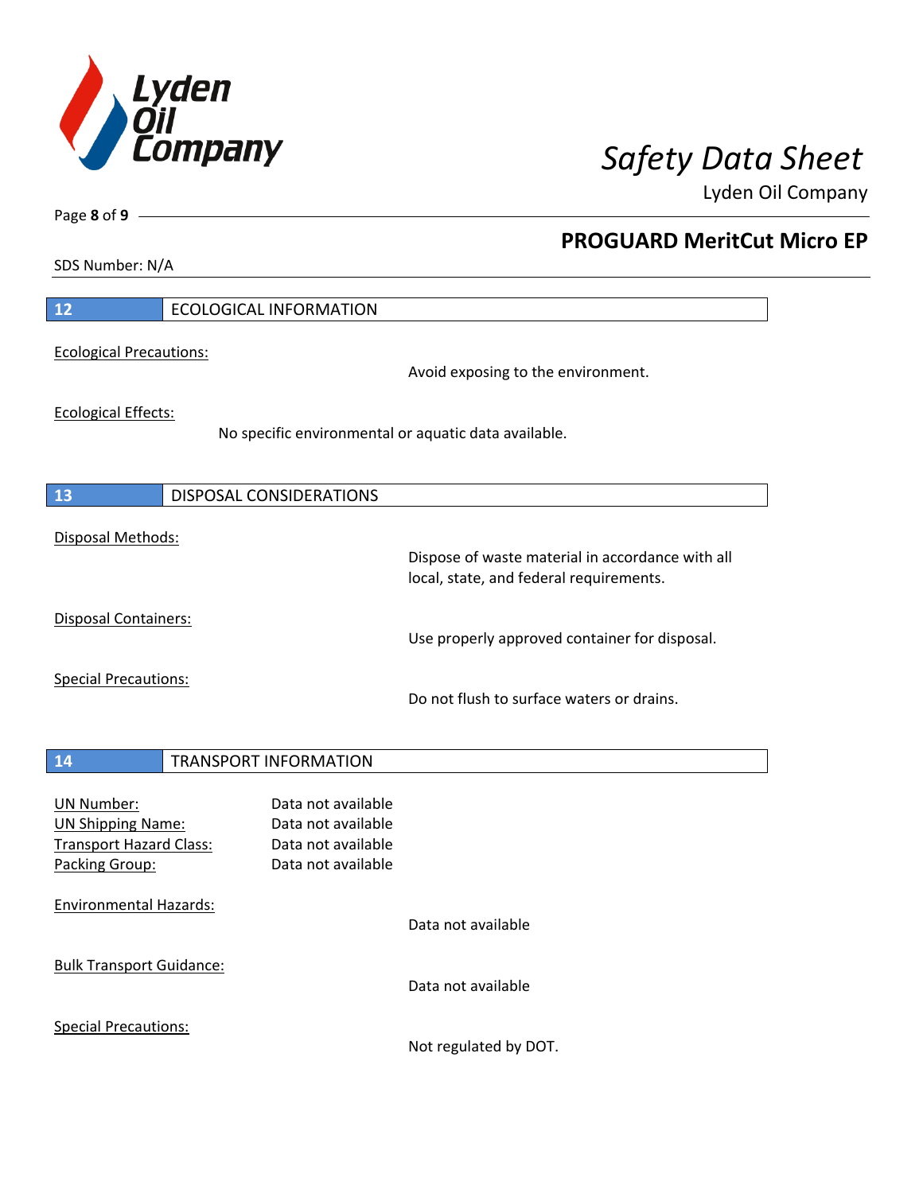## 12 ECOLOGICAL INFORMATION

Ecological Precautions:

Avoid exposing to the environment.

Ecological Effects:

No specific environmental or aquatic data available.

## 13 DISPOSAL CONSIDERATIONS

Disposal Methods:

Dispose of waste material in accordance with all local, state, and federal requirements.

Disposal Containers:

Use properly approved container for disposal.

Special Precautions:

Do not flush to surface waters or drains.

## 14 TRANSPORT INFORMATION

| | |
|---|---|
| UN Number: | Data not available |
| UN Shipping Name: | Data not available |
| Transport Hazard Class: | Data not available |
| Packing Group: | Data not available |

Environmental Hazards:

Data not available

Bulk Transport Guidance:

Data not available

Special Precautions:

Not regulated by DOT.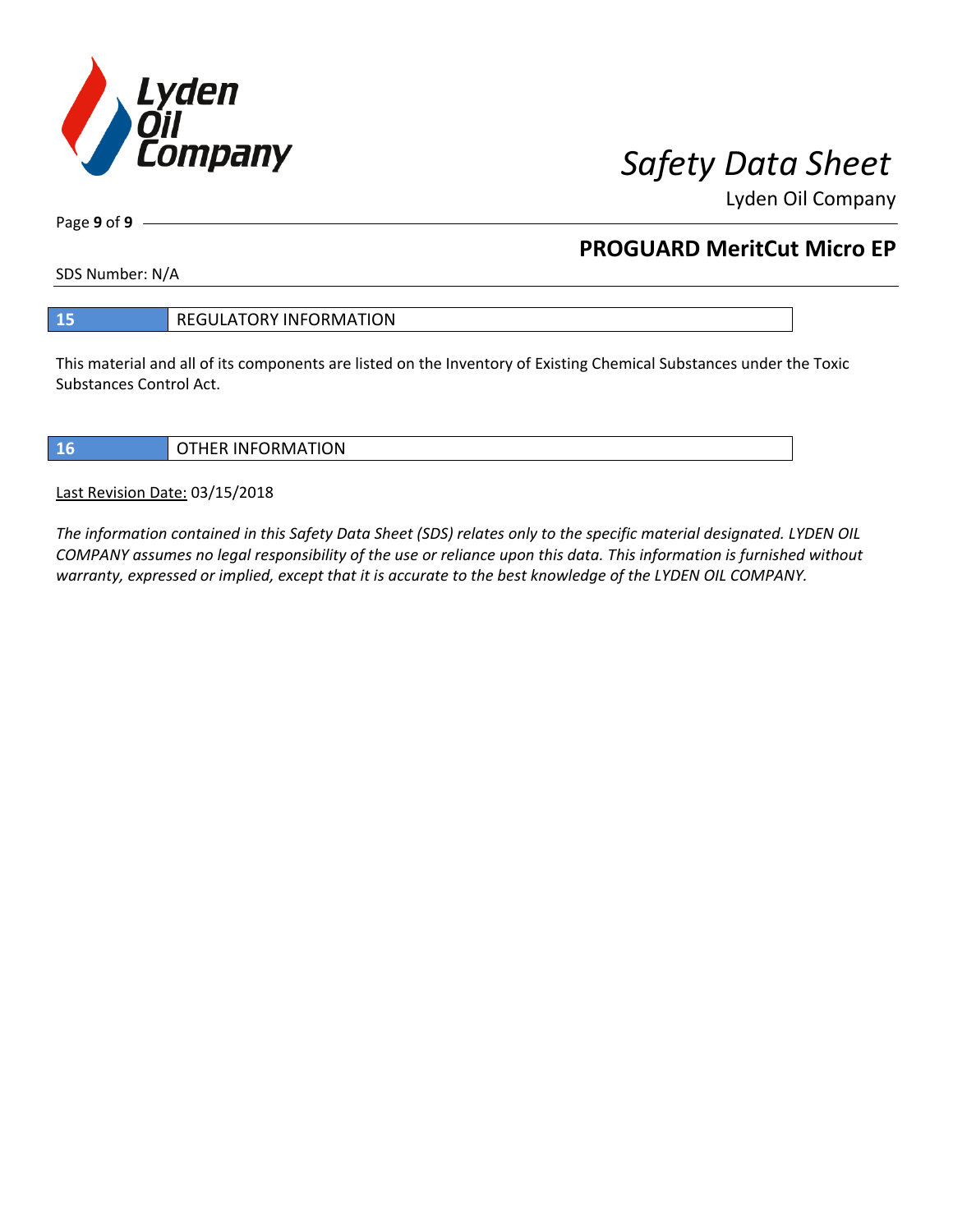## PROGUARD MeritCut Micro EP

SDS Number: N/A

## 15 REGULATORY INFORMATION

This material and all of its components are listed on the Inventory of Existing Chemical Substances under the Toxic Substances Control Act.

## 16 OTHER INFORMATION

Last Revision Date: 03/15/2018

*The information contained in this Safety Data Sheet (SDS) relates only to the specific material designated. LYDEN OIL COMPANY assumes no legal responsibility of the use or reliance upon this data. This information is furnished without warranty, expressed or implied, except that it is accurate to the best knowledge of the LYDEN OIL COMPANY.*